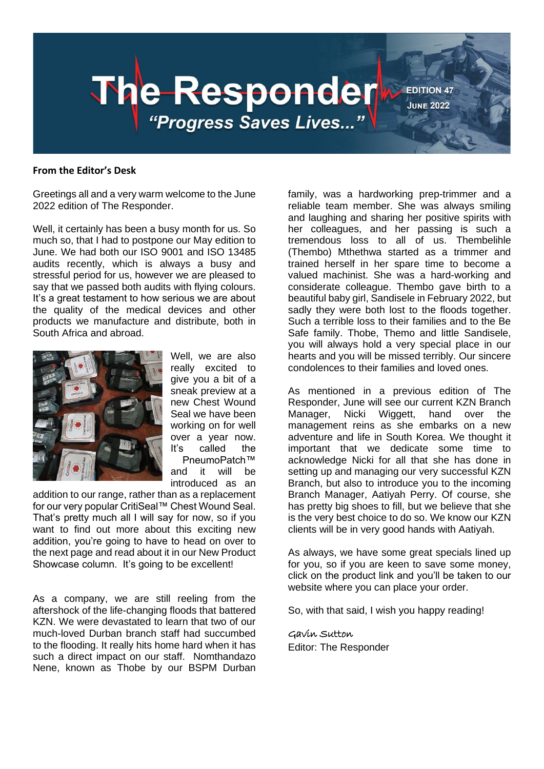# The Responder

*"Progress Saves Lives..."*

**EDITION 47**
**JUNE 2022**

**From the Editor's Desk**

Greetings all and a very warm welcome to the June 2022 edition of The Responder.

Well, it certainly has been a busy month for us. So much so, that I had to postpone our May edition to June. We had both our ISO 9001 and ISO 13485 audits recently, which is always a busy and stressful period for us, however we are pleased to say that we passed both audits with flying colours. It's a great testament to how serious we are about the quality of the medical devices and other products we manufacture and distribute, both in South Africa and abroad.

Well, we are also really excited to give you a bit of a sneak preview at a new Chest Wound Seal we have been working on for well over a year now. It's called the PneumoPatch™ and it will be introduced as an addition to our range, rather than as a replacement for our very popular CritiSeal™ Chest Wound Seal. That's pretty much all I will say for now, so if you want to find out more about this exciting new addition, you're going to have to head on over to the next page and read about it in our New Product Showcase column. It's going to be excellent!

As a company, we are still reeling from the aftershock of the life-changing floods that battered KZN. We were devastated to learn that two of our much-loved Durban branch staff had succumbed to the flooding. It really hits home hard when it has such a direct impact on our staff. Nomthandazo Nene, known as Thobe by our BSPM Durban family, was a hardworking prep-trimmer and a reliable team member. She was always smiling and laughing and sharing her positive spirits with her colleagues, and her passing is such a tremendous loss to all of us. Thembelihle (Thembo) Mthethwa started as a trimmer and trained herself in her spare time to become a valued machinist. She was a hard-working and considerate colleague. Thembo gave birth to a beautiful baby girl, Sandisele in February 2022, but sadly they were both lost to the floods together. Such a terrible loss to their families and to the Be Safe family. Thobe, Themo and little Sandisele, you will always hold a very special place in our hearts and you will be missed terribly. Our sincere condolences to their families and loved ones.

As mentioned in a previous edition of The Responder, June will see our current KZN Branch Manager, Nicki Wiggett, hand over the management reins as she embarks on a new adventure and life in South Korea. We thought it important that we dedicate some time to acknowledge Nicki for all that she has done in setting up and managing our very successful KZN Branch, but also to introduce you to the incoming Branch Manager, Aatiyah Perry. Of course, she has pretty big shoes to fill, but we believe that she is the very best choice to do so. We know our KZN clients will be in very good hands with Aatiyah.

As always, we have some great specials lined up for you, so if you are keen to save some money, click on the product link and you'll be taken to our website where you can place your order.

So, with that said, I wish you happy reading!

*Gavin Sutton*
Editor: The Responder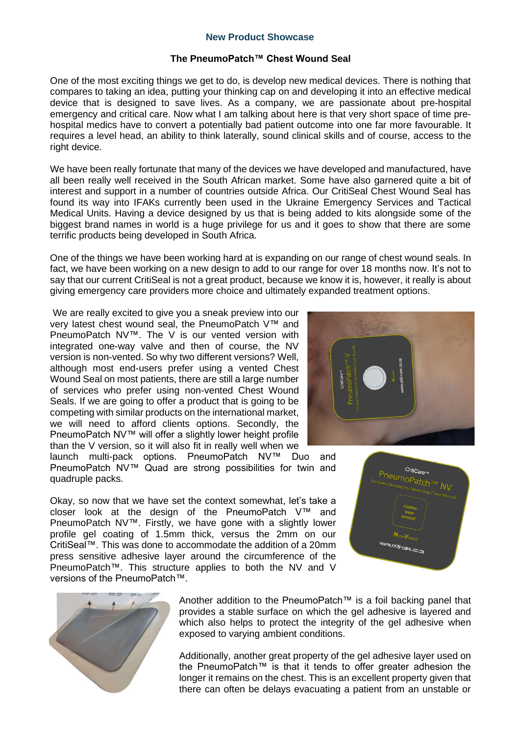## New Product Showcase

### The PneumoPatch™ Chest Wound Seal

One of the most exciting things we get to do, is develop new medical devices. There is nothing that compares to taking an idea, putting your thinking cap on and developing it into an effective medical device that is designed to save lives. As a company, we are passionate about pre-hospital emergency and critical care. Now what I am talking about here is that very short space of time pre-hospital medics have to convert a potentially bad patient outcome into one far more favourable. It requires a level head, an ability to think laterally, sound clinical skills and of course, access to the right device.

We have been really fortunate that many of the devices we have developed and manufactured, have all been really well received in the South African market. Some have also garnered quite a bit of interest and support in a number of countries outside Africa. Our CritiSeal Chest Wound Seal has found its way into IFAKs currently been used in the Ukraine Emergency Services and Tactical Medical Units. Having a device designed by us that is being added to kits alongside some of the biggest brand names in world is a huge privilege for us and it goes to show that there are some terrific products being developed in South Africa.

One of the things we have been working hard at is expanding on our range of chest wound seals. In fact, we have been working on a new design to add to our range for over 18 months now. It's not to say that our current CritiSeal is not a great product, because we know it is, however, it really is about giving emergency care providers more choice and ultimately expanded treatment options.

We are really excited to give you a sneak preview into our very latest chest wound seal, the PneumoPatch V™ and PneumoPatch NV™. The V is our vented version with integrated one-way valve and then of course, the NV version is non-vented. So why two different versions? Well, although most end-users prefer using a vented Chest Wound Seal on most patients, there are still a large number of services who prefer using non-vented Chest Wound Seals. If we are going to offer a product that is going to be competing with similar products on the international market, we will need to afford clients options. Secondly, the PneumoPatch NV™ will offer a slightly lower height profile than the V version, so it will also fit in really well when we launch multi-pack options. PneumoPatch NV™ Duo and PneumoPatch NV™ Quad are strong possibilities for twin and quadruple packs.

Okay, so now that we have set the context somewhat, let's take a closer look at the design of the PneumoPatch V™ and PneumoPatch NV™. Firstly, we have gone with a slightly lower profile gel coating of 1.5mm thick, versus the 2mm on our CritiSeal™. This was done to accommodate the addition of a 20mm press sensitive adhesive layer around the circumference of the PneumoPatch™. This structure applies to both the NV and V versions of the PneumoPatch™.

Another addition to the PneumoPatch™ is a foil backing panel that provides a stable surface on which the gel adhesive is layered and which also helps to protect the integrity of the gel adhesive when exposed to varying ambient conditions.

Additionally, another great property of the gel adhesive layer used on the PneumoPatch™ is that it tends to offer greater adhesion the longer it remains on the chest. This is an excellent property given that there can often be delays evacuating a patient from an unstable or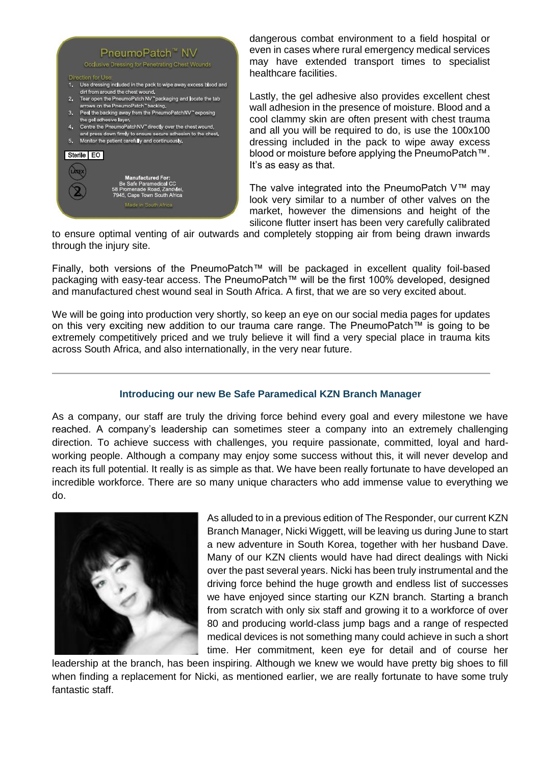dangerous combat environment to a field hospital or even in cases where rural emergency medical services may have extended transport times to specialist healthcare facilities.

Lastly, the gel adhesive also provides excellent chest wall adhesion in the presence of moisture. Blood and a cool clammy skin are often present with chest trauma and all you will be required to do, is use the 100x100 dressing included in the pack to wipe away excess blood or moisture before applying the PneumoPatch™. It's as easy as that.

The valve integrated into the PneumoPatch V™ may look very similar to a number of other valves on the market, however the dimensions and height of the silicone flutter insert has been very carefully calibrated to ensure optimal venting of air outwards and completely stopping air from being drawn inwards through the injury site.

Finally, both versions of the PneumoPatch™ will be packaged in excellent quality foil-based packaging with easy-tear access. The PneumoPatch™ will be the first 100% developed, designed and manufactured chest wound seal in South Africa. A first, that we are so very excited about.

We will be going into production very shortly, so keep an eye on our social media pages for updates on this very exciting new addition to our trauma care range. The PneumoPatch™ is going to be extremely competitively priced and we truly believe it will find a very special place in trauma kits across South Africa, and also internationally, in the very near future.

---

## Introducing our new Be Safe Paramedical KZN Branch Manager

As a company, our staff are truly the driving force behind every goal and every milestone we have reached. A company's leadership can sometimes steer a company into an extremely challenging direction. To achieve success with challenges, you require passionate, committed, loyal and hard-working people. Although a company may enjoy some success without this, it will never develop and reach its full potential. It really is as simple as that. We have been really fortunate to have developed an incredible workforce. There are so many unique characters who add immense value to everything we do.

As alluded to in a previous edition of The Responder, our current KZN Branch Manager, Nicki Wiggett, will be leaving us during June to start a new adventure in South Korea, together with her husband Dave. Many of our KZN clients would have had direct dealings with Nicki over the past several years. Nicki has been truly instrumental and the driving force behind the huge growth and endless list of successes we have enjoyed since starting our KZN branch. Starting a branch from scratch with only six staff and growing it to a workforce of over 80 and producing world-class jump bags and a range of respected medical devices is not something many could achieve in such a short time. Her commitment, keen eye for detail and of course her leadership at the branch, has been inspiring. Although we knew we would have pretty big shoes to fill when finding a replacement for Nicki, as mentioned earlier, we are really fortunate to have some truly fantastic staff.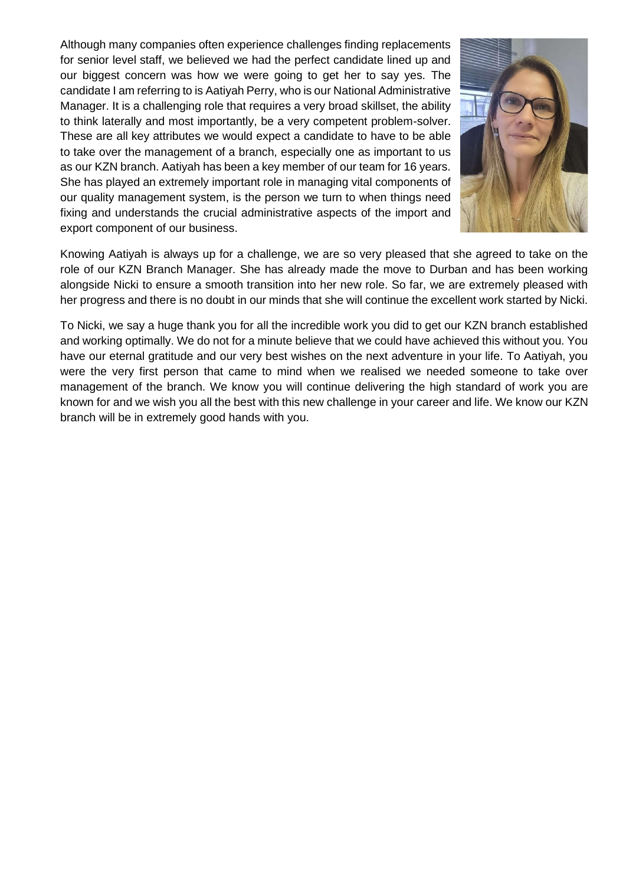Although many companies often experience challenges finding replacements for senior level staff, we believed we had the perfect candidate lined up and our biggest concern was how we were going to get her to say yes. The candidate I am referring to is Aatiyah Perry, who is our National Administrative Manager. It is a challenging role that requires a very broad skillset, the ability to think laterally and most importantly, be a very competent problem-solver. These are all key attributes we would expect a candidate to have to be able to take over the management of a branch, especially one as important to us as our KZN branch. Aatiyah has been a key member of our team for 16 years. She has played an extremely important role in managing vital components of our quality management system, is the person we turn to when things need fixing and understands the crucial administrative aspects of the import and export component of our business.

Knowing Aatiyah is always up for a challenge, we are so very pleased that she agreed to take on the role of our KZN Branch Manager. She has already made the move to Durban and has been working alongside Nicki to ensure a smooth transition into her new role. So far, we are extremely pleased with her progress and there is no doubt in our minds that she will continue the excellent work started by Nicki.

To Nicki, we say a huge thank you for all the incredible work you did to get our KZN branch established and working optimally. We do not for a minute believe that we could have achieved this without you. You have our eternal gratitude and our very best wishes on the next adventure in your life. To Aatiyah, you were the very first person that came to mind when we realised we needed someone to take over management of the branch. We know you will continue delivering the high standard of work you are known for and we wish you all the best with this new challenge in your career and life. We know our KZN branch will be in extremely good hands with you.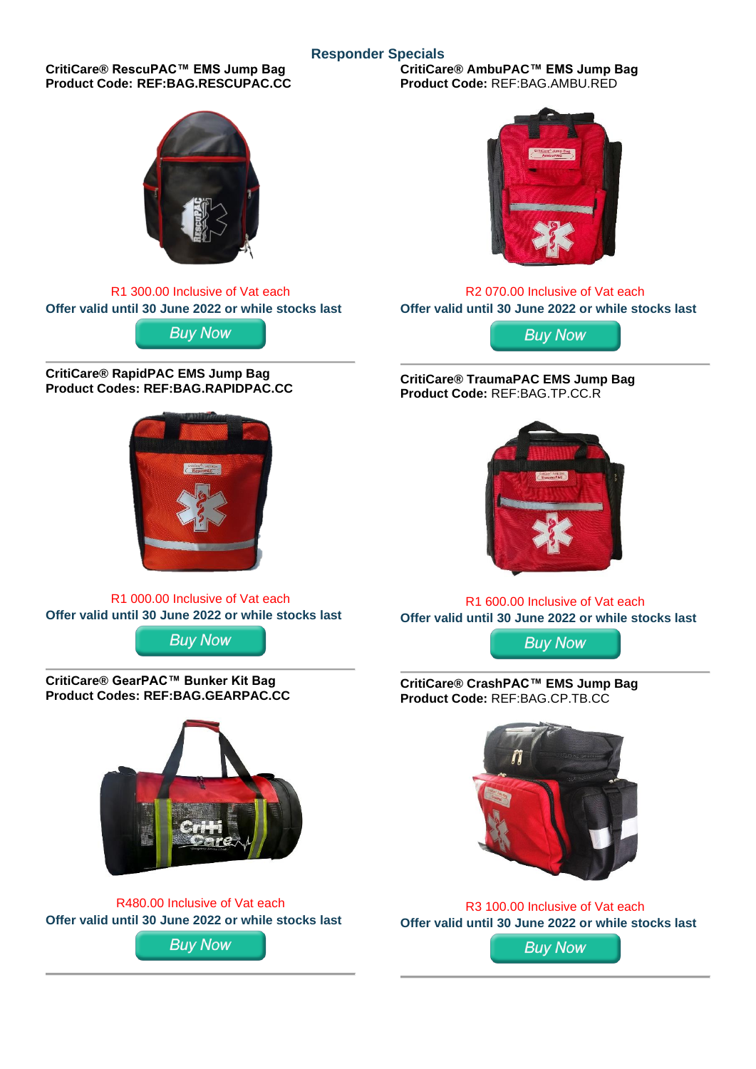## Responder Specials

**CritiCare® RescuPAC™ EMS Jump Bag**
**Product Code: REF:BAG.RESCUPAC.CC**

R1 300.00 Inclusive of Vat each

**Offer valid until 30 June 2022 or while stocks last**

Buy Now

---

**CritiCare® AmbuPAC™ EMS Jump Bag**
**Product Code:** REF:BAG.AMBU.RED

R2 070.00 Inclusive of Vat each

**Offer valid until 30 June 2022 or while stocks last**

Buy Now

---

**CritiCare® RapidPAC EMS Jump Bag**
**Product Codes: REF:BAG.RAPIDPAC.CC**

R1 000.00 Inclusive of Vat each

**Offer valid until 30 June 2022 or while stocks last**

Buy Now

---

**CritiCare® TraumaPAC EMS Jump Bag**
**Product Code:** REF:BAG.TP.CC.R

R1 600.00 Inclusive of Vat each

**Offer valid until 30 June 2022 or while stocks last**

Buy Now

---

**CritiCare® GearPAC™ Bunker Kit Bag**
**Product Codes: REF:BAG.GEARPAC.CC**

R480.00 Inclusive of Vat each

**Offer valid until 30 June 2022 or while stocks last**

Buy Now

---

**CritiCare® CrashPAC™ EMS Jump Bag**
**Product Code:** REF:BAG.CP.TB.CC

R3 100.00 Inclusive of Vat each

**Offer valid until 30 June 2022 or while stocks last**

Buy Now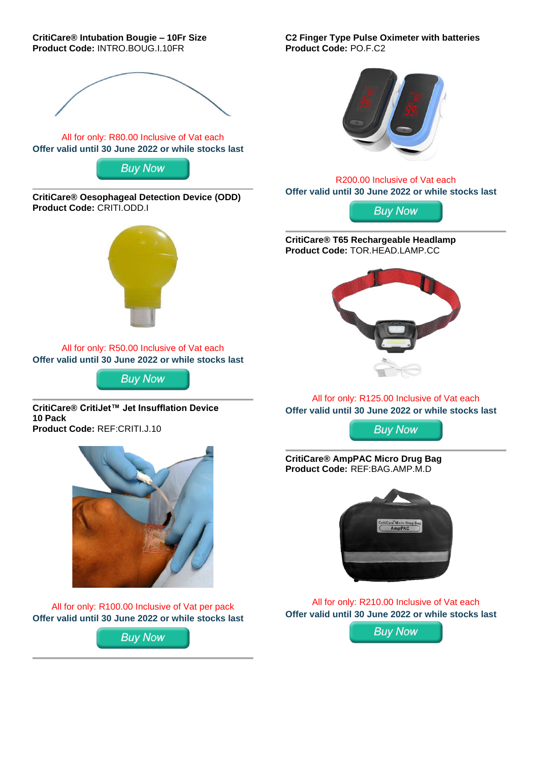**CritiCare® Intubation Bougie – 10Fr Size**
**Product Code:** INTRO.BOUG.I.10FR

All for only: R80.00 Inclusive of Vat each
**Offer valid until 30 June 2022 or while stocks last**

Buy Now

**CritiCare® Oesophageal Detection Device (ODD)**
**Product Code:** CRITI.ODD.I

All for only: R50.00 Inclusive of Vat each
**Offer valid until 30 June 2022 or while stocks last**

Buy Now

**CritiCare® CritiJet™ Jet Insufflation Device**
**10 Pack**
**Product Code:** REF:CRITI.J.10

All for only: R100.00 Inclusive of Vat per pack
**Offer valid until 30 June 2022 or while stocks last**

Buy Now

**C2 Finger Type Pulse Oximeter with batteries**
**Product Code:** PO.F.C2

R200.00 Inclusive of Vat each
**Offer valid until 30 June 2022 or while stocks last**

Buy Now

**CritiCare® T65 Rechargeable Headlamp**
**Product Code:** TOR.HEAD.LAMP.CC

All for only: R125.00 Inclusive of Vat each
**Offer valid until 30 June 2022 or while stocks last**

Buy Now

**CritiCare® AmpPAC Micro Drug Bag**
**Product Code:** REF:BAG.AMP.M.D

All for only: R210.00 Inclusive of Vat each
**Offer valid until 30 June 2022 or while stocks last**

Buy Now